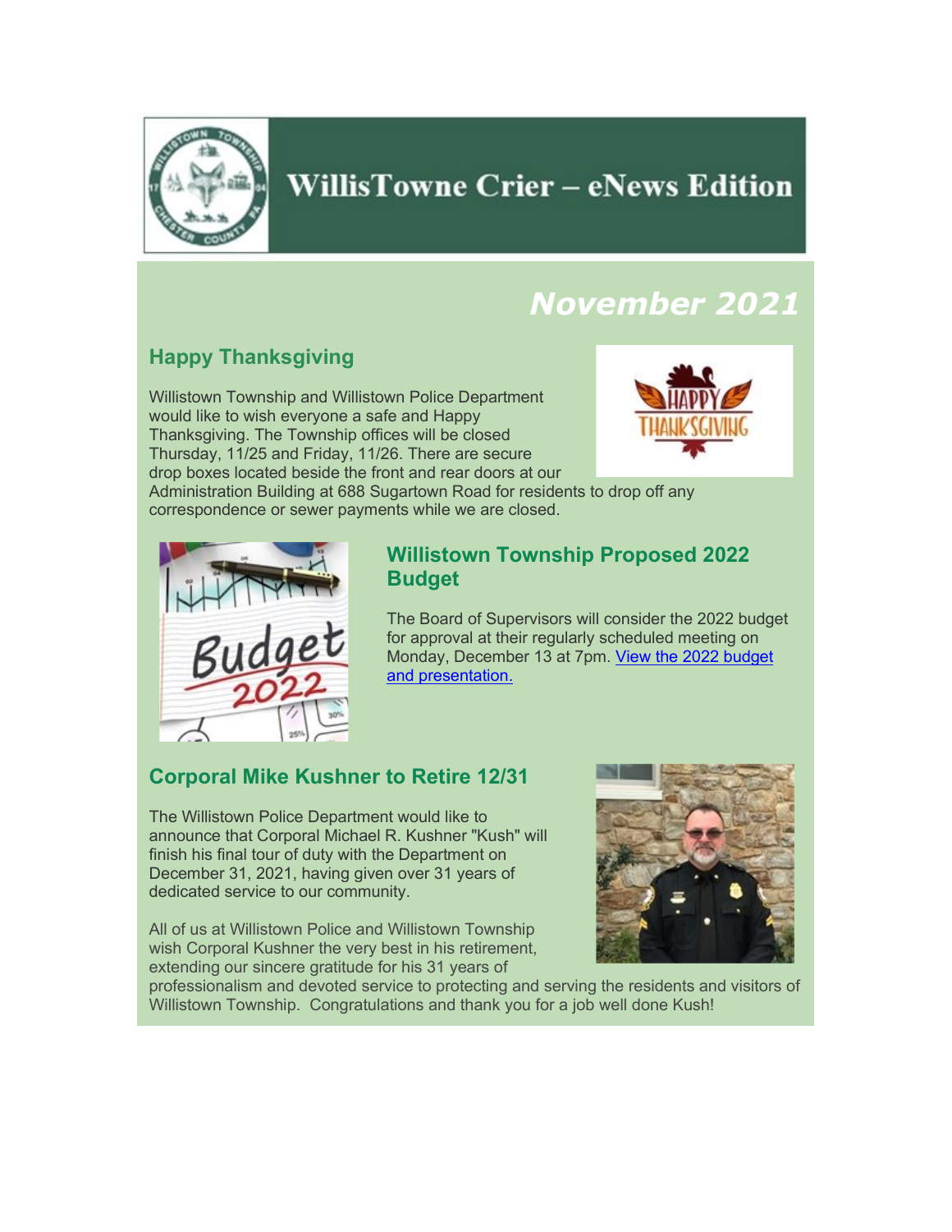# WillisTowne Crier – eNews Edition

## *November 2021*

### Happy Thanksgiving

Willistown Township and Willistown Police Department would like to wish everyone a safe and Happy Thanksgiving. The Township offices will be closed Thursday, 11/25 and Friday, 11/26. There are secure drop boxes located beside the front and rear doors at our Administration Building at 688 Sugartown Road for residents to drop off any correspondence or sewer payments while we are closed.

### Willistown Township Proposed 2022 Budget

The Board of Supervisors will consider the 2022 budget for approval at their regularly scheduled meeting on Monday, December 13 at 7pm. View the 2022 budget and presentation.

### Corporal Mike Kushner to Retire 12/31

The Willistown Police Department would like to announce that Corporal Michael R. Kushner "Kush" will finish his final tour of duty with the Department on December 31, 2021, having given over 31 years of dedicated service to our community.

All of us at Willistown Police and Willistown Township wish Corporal Kushner the very best in his retirement, extending our sincere gratitude for his 31 years of professionalism and devoted service to protecting and serving the residents and visitors of Willistown Township. Congratulations and thank you for a job well done Kush!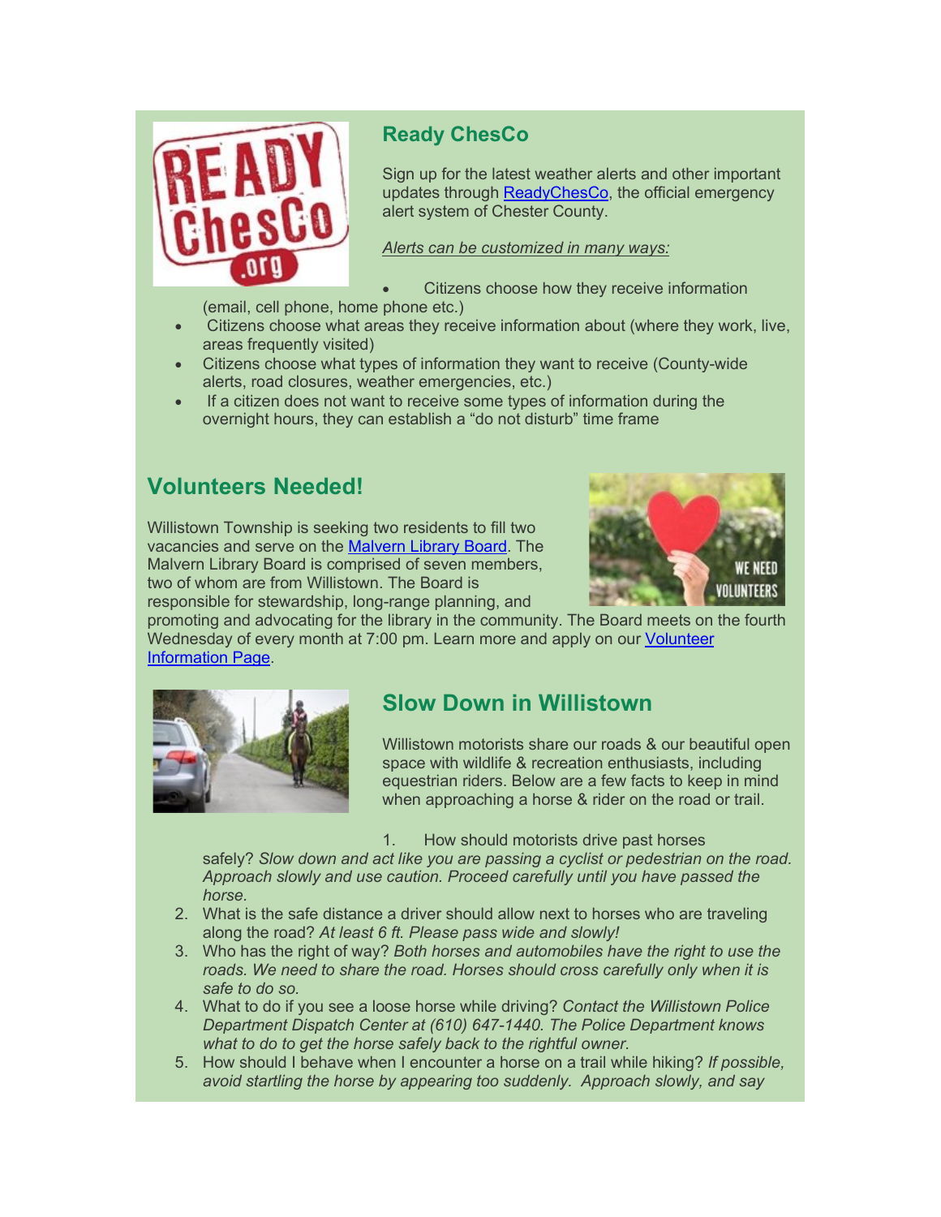## Ready ChesCo

Sign up for the latest weather alerts and other important updates through ReadyChesCo, the official emergency alert system of Chester County.

*Alerts can be customized in many ways:*

- Citizens choose how they receive information (email, cell phone, home phone etc.)
- Citizens choose what areas they receive information about (where they work, live, areas frequently visited)
- Citizens choose what types of information they want to receive (County-wide alerts, road closures, weather emergencies, etc.)
- If a citizen does not want to receive some types of information during the overnight hours, they can establish a "do not disturb" time frame

## Volunteers Needed!

Willistown Township is seeking two residents to fill two vacancies and serve on the Malvern Library Board. The Malvern Library Board is comprised of seven members, two of whom are from Willistown. The Board is responsible for stewardship, long-range planning, and promoting and advocating for the library in the community. The Board meets on the fourth Wednesday of every month at 7:00 pm. Learn more and apply on our Volunteer Information Page.

## Slow Down in Willistown

Willistown motorists share our roads & our beautiful open space with wildlife & recreation enthusiasts, including equestrian riders. Below are a few facts to keep in mind when approaching a horse & rider on the road or trail.

1. How should motorists drive past horses safely? *Slow down and act like you are passing a cyclist or pedestrian on the road. Approach slowly and use caution. Proceed carefully until you have passed the horse.*
2. What is the safe distance a driver should allow next to horses who are traveling along the road? *At least 6 ft. Please pass wide and slowly!*
3. Who has the right of way? *Both horses and automobiles have the right to use the roads. We need to share the road. Horses should cross carefully only when it is safe to do so.*
4. What to do if you see a loose horse while driving? *Contact the Willistown Police Department Dispatch Center at (610) 647-1440. The Police Department knows what to do to get the horse safely back to the rightful owner.*
5. How should I behave when I encounter a horse on a trail while hiking? *If possible, avoid startling the horse by appearing too suddenly. Approach slowly, and say*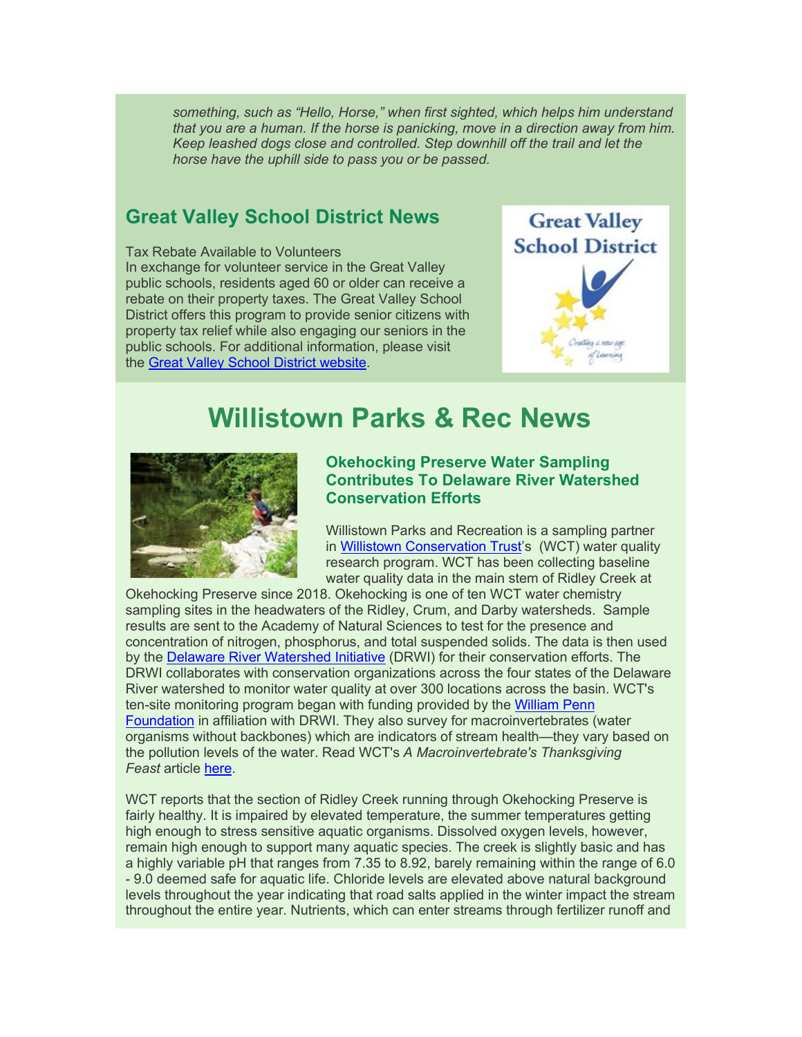*something, such as "Hello, Horse," when first sighted, which helps him understand that you are a human. If the horse is panicking, move in a direction away from him. Keep leashed dogs close and controlled. Step downhill off the trail and let the horse have the uphill side to pass you or be passed.*

## Great Valley School District News

Tax Rebate Available to Volunteers
In exchange for volunteer service in the Great Valley public schools, residents aged 60 or older can receive a rebate on their property taxes. The Great Valley School District offers this program to provide senior citizens with property tax relief while also engaging our seniors in the public schools. For additional information, please visit the Great Valley School District website.

# Willistown Parks & Rec News

### Okehocking Preserve Water Sampling Contributes To Delaware River Watershed Conservation Efforts

Willistown Parks and Recreation is a sampling partner in Willistown Conservation Trust's (WCT) water quality research program. WCT has been collecting baseline water quality data in the main stem of Ridley Creek at Okehocking Preserve since 2018. Okehocking is one of ten WCT water chemistry sampling sites in the headwaters of the Ridley, Crum, and Darby watersheds. Sample results are sent to the Academy of Natural Sciences to test for the presence and concentration of nitrogen, phosphorus, and total suspended solids. The data is then used by the Delaware River Watershed Initiative (DRWI) for their conservation efforts. The DRWI collaborates with conservation organizations across the four states of the Delaware River watershed to monitor water quality at over 300 locations across the basin. WCT's ten-site monitoring program began with funding provided by the William Penn Foundation in affiliation with DRWI. They also survey for macroinvertebrates (water organisms without backbones) which are indicators of stream health—they vary based on the pollution levels of the water. Read WCT's *A Macroinvertebrate's Thanksgiving Feast* article here.

WCT reports that the section of Ridley Creek running through Okehocking Preserve is fairly healthy. It is impaired by elevated temperature, the summer temperatures getting high enough to stress sensitive aquatic organisms. Dissolved oxygen levels, however, remain high enough to support many aquatic species. The creek is slightly basic and has a highly variable pH that ranges from 7.35 to 8.92, barely remaining within the range of 6.0 - 9.0 deemed safe for aquatic life. Chloride levels are elevated above natural background levels throughout the year indicating that road salts applied in the winter impact the stream throughout the entire year. Nutrients, which can enter streams through fertilizer runoff and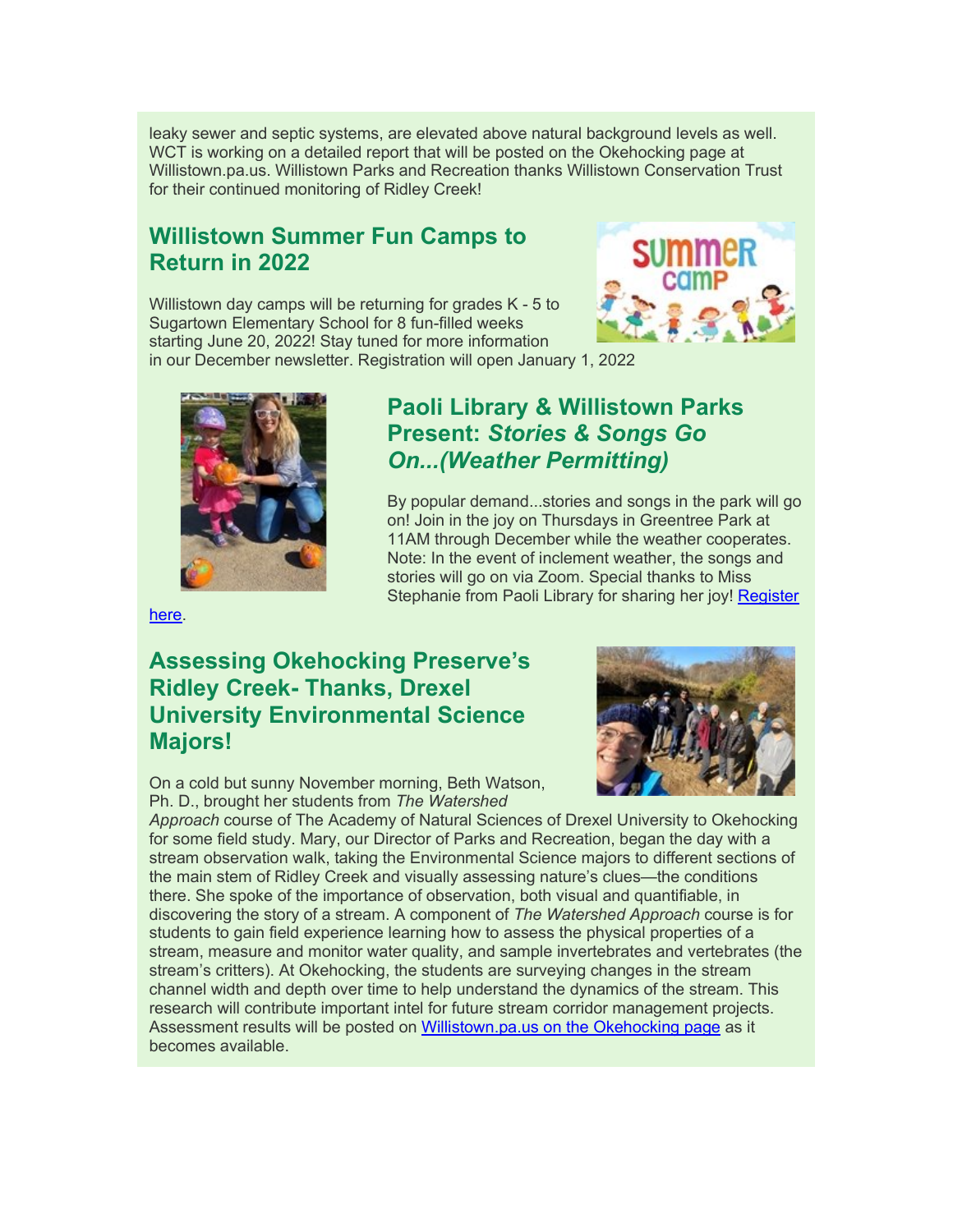leaky sewer and septic systems, are elevated above natural background levels as well. WCT is working on a detailed report that will be posted on the Okehocking page at Willistown.pa.us. Willistown Parks and Recreation thanks Willistown Conservation Trust for their continued monitoring of Ridley Creek!

## Willistown Summer Fun Camps to Return in 2022

Willistown day camps will be returning for grades K - 5 to Sugartown Elementary School for 8 fun-filled weeks starting June 20, 2022! Stay tuned for more information in our December newsletter. Registration will open January 1, 2022

## Paoli Library & Willistown Parks Present: *Stories & Songs Go On...(Weather Permitting)*

By popular demand...stories and songs in the park will go on! Join in the joy on Thursdays in Greentree Park at 11AM through December while the weather cooperates. Note: In the event of inclement weather, the songs and stories will go on via Zoom. Special thanks to Miss Stephanie from Paoli Library for sharing her joy! Register here.

## Assessing Okehocking Preserve's Ridley Creek- Thanks, Drexel University Environmental Science Majors!

On a cold but sunny November morning, Beth Watson, Ph. D., brought her students from *The Watershed Approach* course of The Academy of Natural Sciences of Drexel University to Okehocking for some field study. Mary, our Director of Parks and Recreation, began the day with a stream observation walk, taking the Environmental Science majors to different sections of the main stem of Ridley Creek and visually assessing nature's clues—the conditions there. She spoke of the importance of observation, both visual and quantifiable, in discovering the story of a stream. A component of *The Watershed Approach* course is for students to gain field experience learning how to assess the physical properties of a stream, measure and monitor water quality, and sample invertebrates and vertebrates (the stream's critters). At Okehocking, the students are surveying changes in the stream channel width and depth over time to help understand the dynamics of the stream. This research will contribute important intel for future stream corridor management projects. Assessment results will be posted on Willistown.pa.us on the Okehocking page as it becomes available.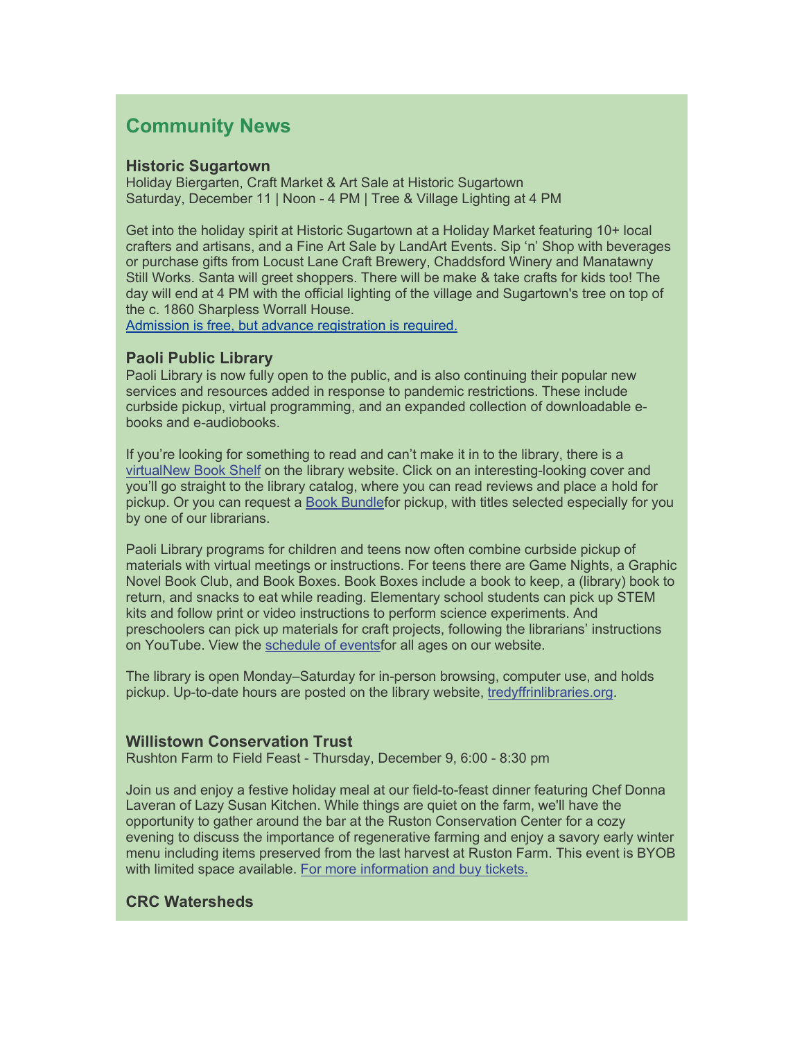## Community News

### Historic Sugartown

Holiday Biergarten, Craft Market & Art Sale at Historic Sugartown
Saturday, December 11 | Noon - 4 PM | Tree & Village Lighting at 4 PM

Get into the holiday spirit at Historic Sugartown at a Holiday Market featuring 10+ local crafters and artisans, and a Fine Art Sale by LandArt Events. Sip 'n' Shop with beverages or purchase gifts from Locust Lane Craft Brewery, Chaddsford Winery and Manatawny Still Works. Santa will greet shoppers. There will be make & take crafts for kids too! The day will end at 4 PM with the official lighting of the village and Sugartown's tree on top of the c. 1860 Sharpless Worrall House.
Admission is free, but advance registration is required.

### Paoli Public Library

Paoli Library is now fully open to the public, and is also continuing their popular new services and resources added in response to pandemic restrictions. These include curbside pickup, virtual programming, and an expanded collection of downloadable e-books and e-audiobooks.

If you're looking for something to read and can't make it in to the library, there is a virtualNew Book Shelf on the library website. Click on an interesting-looking cover and you'll go straight to the library catalog, where you can read reviews and place a hold for pickup. Or you can request a Book Bundlefor pickup, with titles selected especially for you by one of our librarians.

Paoli Library programs for children and teens now often combine curbside pickup of materials with virtual meetings or instructions. For teens there are Game Nights, a Graphic Novel Book Club, and Book Boxes. Book Boxes include a book to keep, a (library) book to return, and snacks to eat while reading. Elementary school students can pick up STEM kits and follow print or video instructions to perform science experiments. And preschoolers can pick up materials for craft projects, following the librarians' instructions on YouTube. View the schedule of eventsfor all ages on our website.

The library is open Monday–Saturday for in-person browsing, computer use, and holds pickup. Up-to-date hours are posted on the library website, tredyffrinlibraries.org.

### Willistown Conservation Trust

Rushton Farm to Field Feast - Thursday, December 9, 6:00 - 8:30 pm

Join us and enjoy a festive holiday meal at our field-to-feast dinner featuring Chef Donna Laveran of Lazy Susan Kitchen. While things are quiet on the farm, we'll have the opportunity to gather around the bar at the Ruston Conservation Center for a cozy evening to discuss the importance of regenerative farming and enjoy a savory early winter menu including items preserved from the last harvest at Ruston Farm. This event is BYOB with limited space available. For more information and buy tickets.

### CRC Watersheds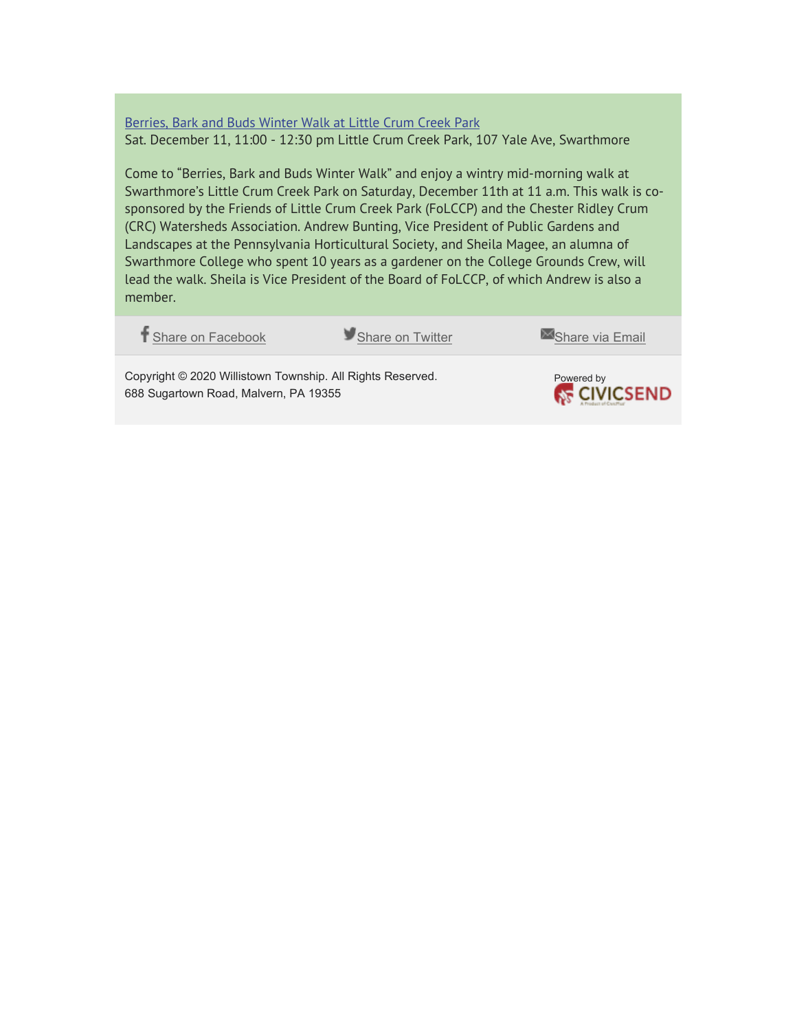[Berries, Bark and Buds Winter Walk at Little Crum Creek Park]

Sat. December 11, 11:00 - 12:30 pm Little Crum Creek Park, 107 Yale Ave, Swarthmore

Come to "Berries, Bark and Buds Winter Walk" and enjoy a wintry mid-morning walk at Swarthmore's Little Crum Creek Park on Saturday, December 11th at 11 a.m. This walk is co-sponsored by the Friends of Little Crum Creek Park (FoLCCP) and the Chester Ridley Crum (CRC) Watersheds Association. Andrew Bunting, Vice President of Public Gardens and Landscapes at the Pennsylvania Horticultural Society, and Sheila Magee, an alumna of Swarthmore College who spent 10 years as a gardener on the College Grounds Crew, will lead the walk. Sheila is Vice President of the Board of FoLCCP, of which Andrew is also a member.

Share on Facebook | Share on Twitter | Share via Email

Copyright © 2020 Willistown Township. All Rights Reserved.
688 Sugartown Road, Malvern, PA 19355

Powered by CIVICSEND